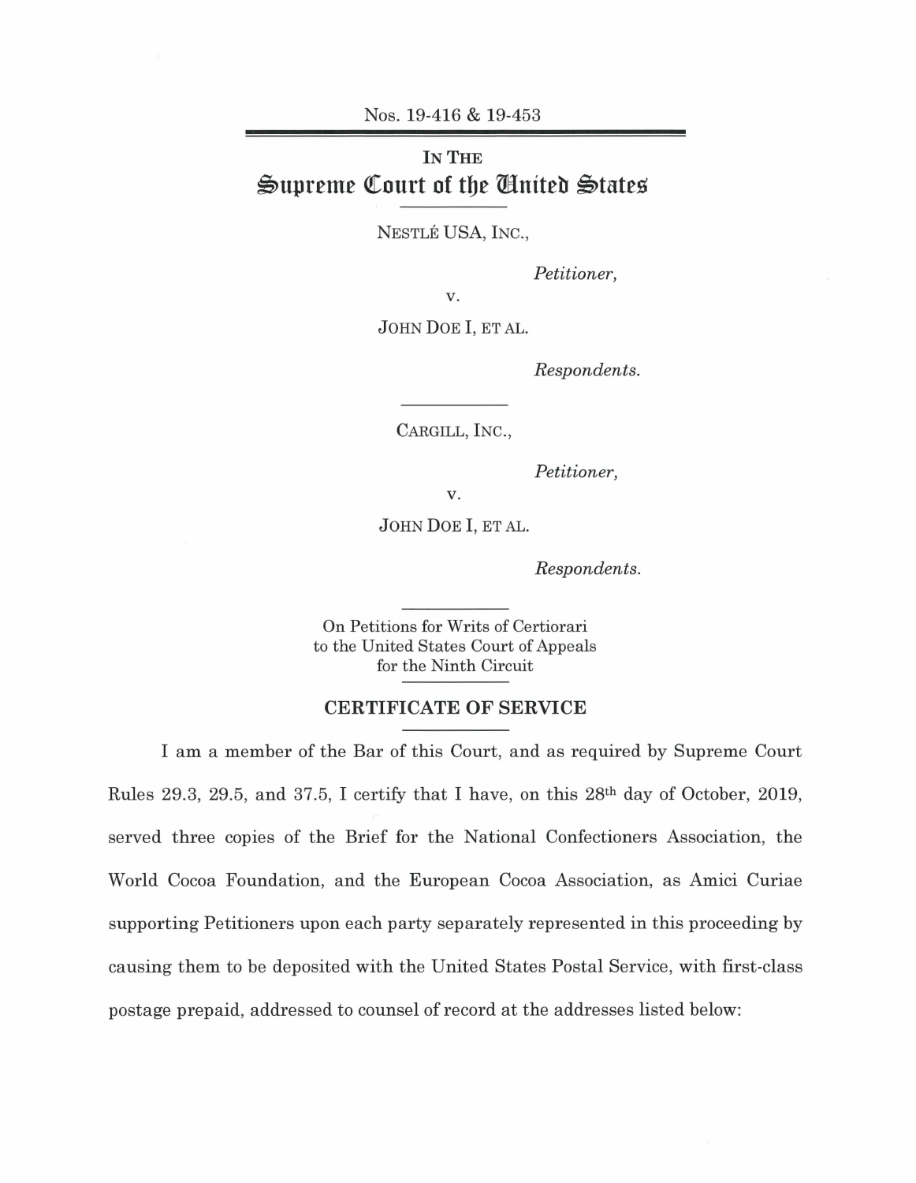Nos. 19-416 & 19-453

---

IN THE

# Supreme Court of the United States

---

NESTLÉ USA, INC.,

*Petitioner,*

v.

JOHN DOE I, ET AL.

*Respondents.*

---

CARGILL, INC.,

*Petitioner,*

v.

JOHN DOE I, ET AL.

*Respondents.*

---

On Petitions for Writs of Certiorari
to the United States Court of Appeals
for the Ninth Circuit

---

## CERTIFICATE OF SERVICE

---

I am a member of the Bar of this Court, and as required by Supreme Court Rules 29.3, 29.5, and 37.5, I certify that I have, on this 28th day of October, 2019, served three copies of the Brief for the National Confectioners Association, the World Cocoa Foundation, and the European Cocoa Association, as Amici Curiae supporting Petitioners upon each party separately represented in this proceeding by causing them to be deposited with the United States Postal Service, with first-class postage prepaid, addressed to counsel of record at the addresses listed below: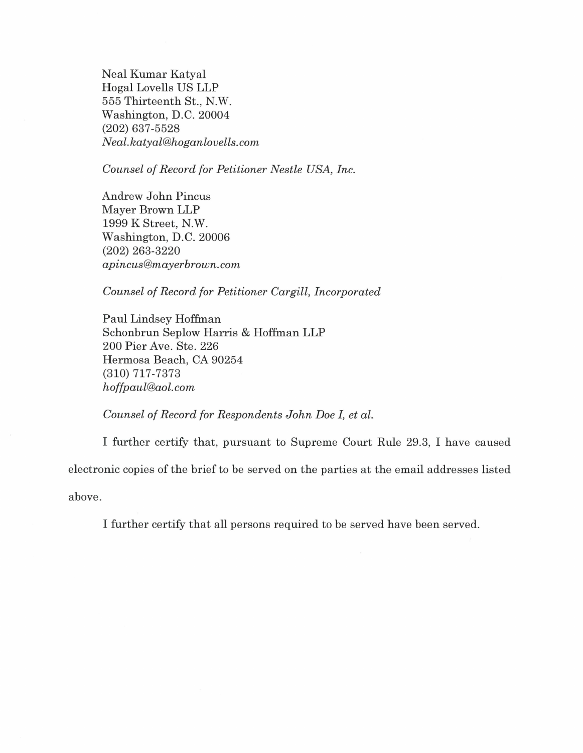Neal Kumar Katyal
Hogal Lovells US LLP
555 Thirteenth St., N.W.
Washington, D.C. 20004
(202) 637-5528
*Neal.katyal@hoganlovells.com*

*Counsel of Record for Petitioner Nestle USA, Inc.*

Andrew John Pincus
Mayer Brown LLP
1999 K Street, N.W.
Washington, D.C. 20006
(202) 263-3220
*apincus@mayerbrown.com*

*Counsel of Record for Petitioner Cargill, Incorporated*

Paul Lindsey Hoffman
Schonbrun Seplow Harris & Hoffman LLP
200 Pier Ave. Ste. 226
Hermosa Beach, CA 90254
(310) 717-7373
*hoffpaul@aol.com*

*Counsel of Record for Respondents John Doe I, et al.*

I further certify that, pursuant to Supreme Court Rule 29.3, I have caused electronic copies of the brief to be served on the parties at the email addresses listed above.

I further certify that all persons required to be served have been served.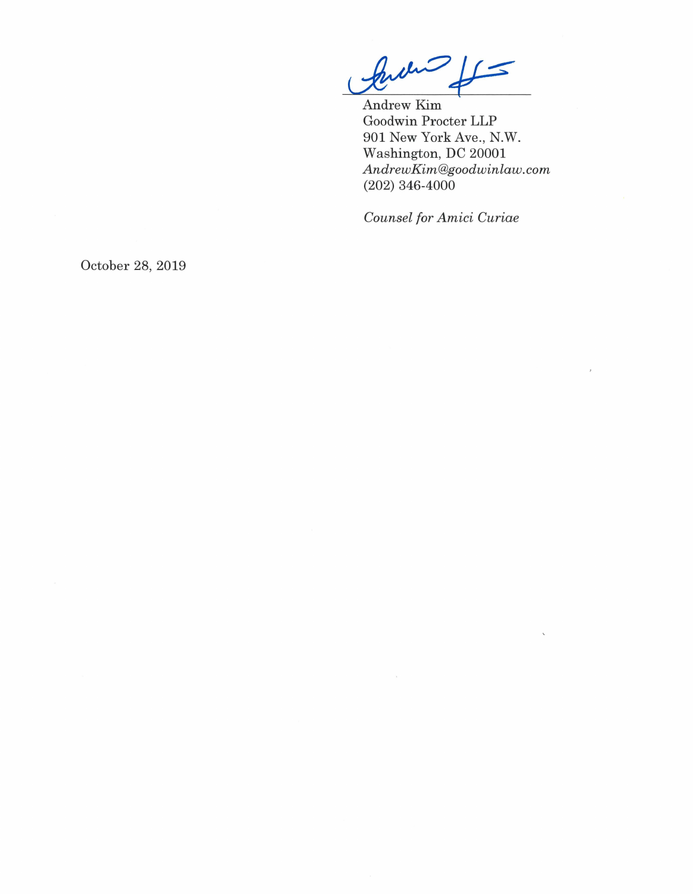Andrew Kim
Goodwin Procter LLP
901 New York Ave., N.W.
Washington, DC 20001
*AndrewKim@goodwinlaw.com*
(202) 346-4000

*Counsel for Amici Curiae*

October 28, 2019